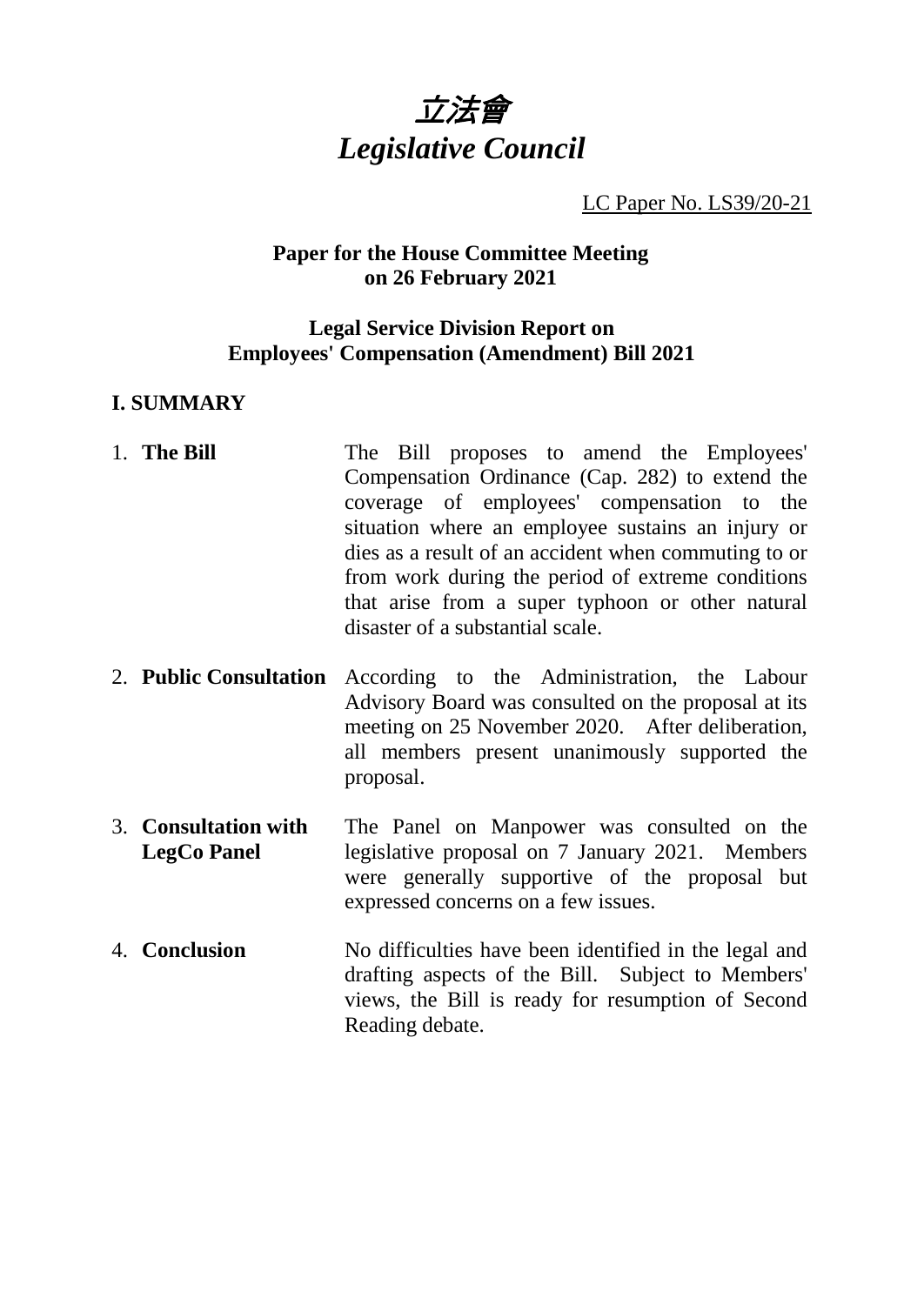# *立法會*
# *Legislative Council*

LC Paper No. LS39/20-21

**Paper for the House Committee Meeting on 26 February 2021**

**Legal Service Division Report on Employees' Compensation (Amendment) Bill 2021**

## I. SUMMARY

1. **The Bill** The Bill proposes to amend the Employees' Compensation Ordinance (Cap. 282) to extend the coverage of employees' compensation to the situation where an employee sustains an injury or dies as a result of an accident when commuting to or from work during the period of extreme conditions that arise from a super typhoon or other natural disaster of a substantial scale.

2. **Public Consultation** According to the Administration, the Labour Advisory Board was consulted on the proposal at its meeting on 25 November 2020. After deliberation, all members present unanimously supported the proposal.

3. **Consultation with LegCo Panel** The Panel on Manpower was consulted on the legislative proposal on 7 January 2021. Members were generally supportive of the proposal but expressed concerns on a few issues.

4. **Conclusion** No difficulties have been identified in the legal and drafting aspects of the Bill. Subject to Members' views, the Bill is ready for resumption of Second Reading debate.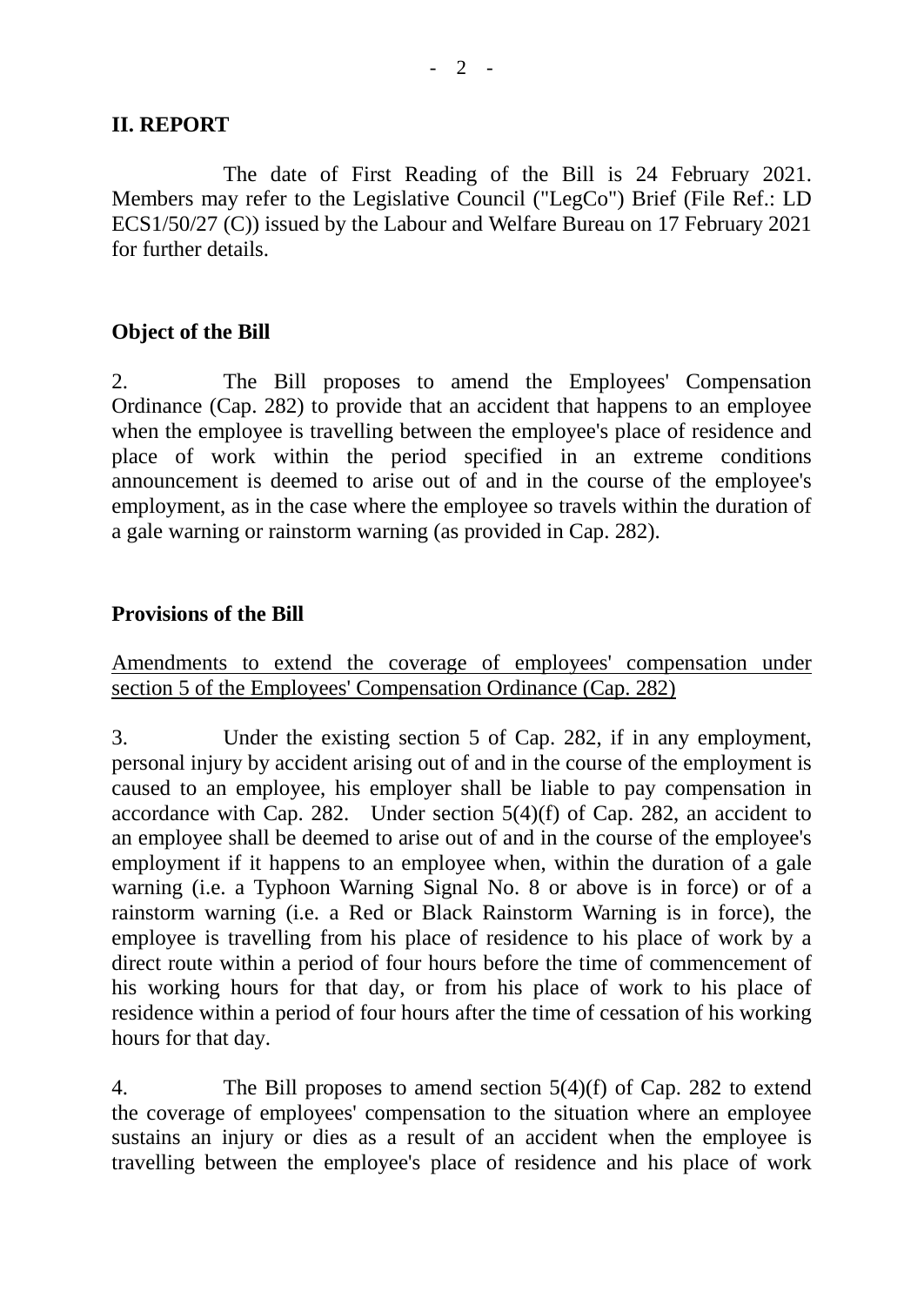## II. REPORT

The date of First Reading of the Bill is 24 February 2021. Members may refer to the Legislative Council ("LegCo") Brief (File Ref.: LD ECS1/50/27 (C)) issued by the Labour and Welfare Bureau on 17 February 2021 for further details.

### Object of the Bill

2. The Bill proposes to amend the Employees' Compensation Ordinance (Cap. 282) to provide that an accident that happens to an employee when the employee is travelling between the employee's place of residence and place of work within the period specified in an extreme conditions announcement is deemed to arise out of and in the course of the employee's employment, as in the case where the employee so travels within the duration of a gale warning or rainstorm warning (as provided in Cap. 282).

### Provisions of the Bill

<u>Amendments to extend the coverage of employees' compensation under section 5 of the Employees' Compensation Ordinance (Cap. 282)</u>

3. Under the existing section 5 of Cap. 282, if in any employment, personal injury by accident arising out of and in the course of the employment is caused to an employee, his employer shall be liable to pay compensation in accordance with Cap. 282. Under section 5(4)(f) of Cap. 282, an accident to an employee shall be deemed to arise out of and in the course of the employee's employment if it happens to an employee when, within the duration of a gale warning (i.e. a Typhoon Warning Signal No. 8 or above is in force) or of a rainstorm warning (i.e. a Red or Black Rainstorm Warning is in force), the employee is travelling from his place of residence to his place of work by a direct route within a period of four hours before the time of commencement of his working hours for that day, or from his place of work to his place of residence within a period of four hours after the time of cessation of his working hours for that day.

4. The Bill proposes to amend section 5(4)(f) of Cap. 282 to extend the coverage of employees' compensation to the situation where an employee sustains an injury or dies as a result of an accident when the employee is travelling between the employee's place of residence and his place of work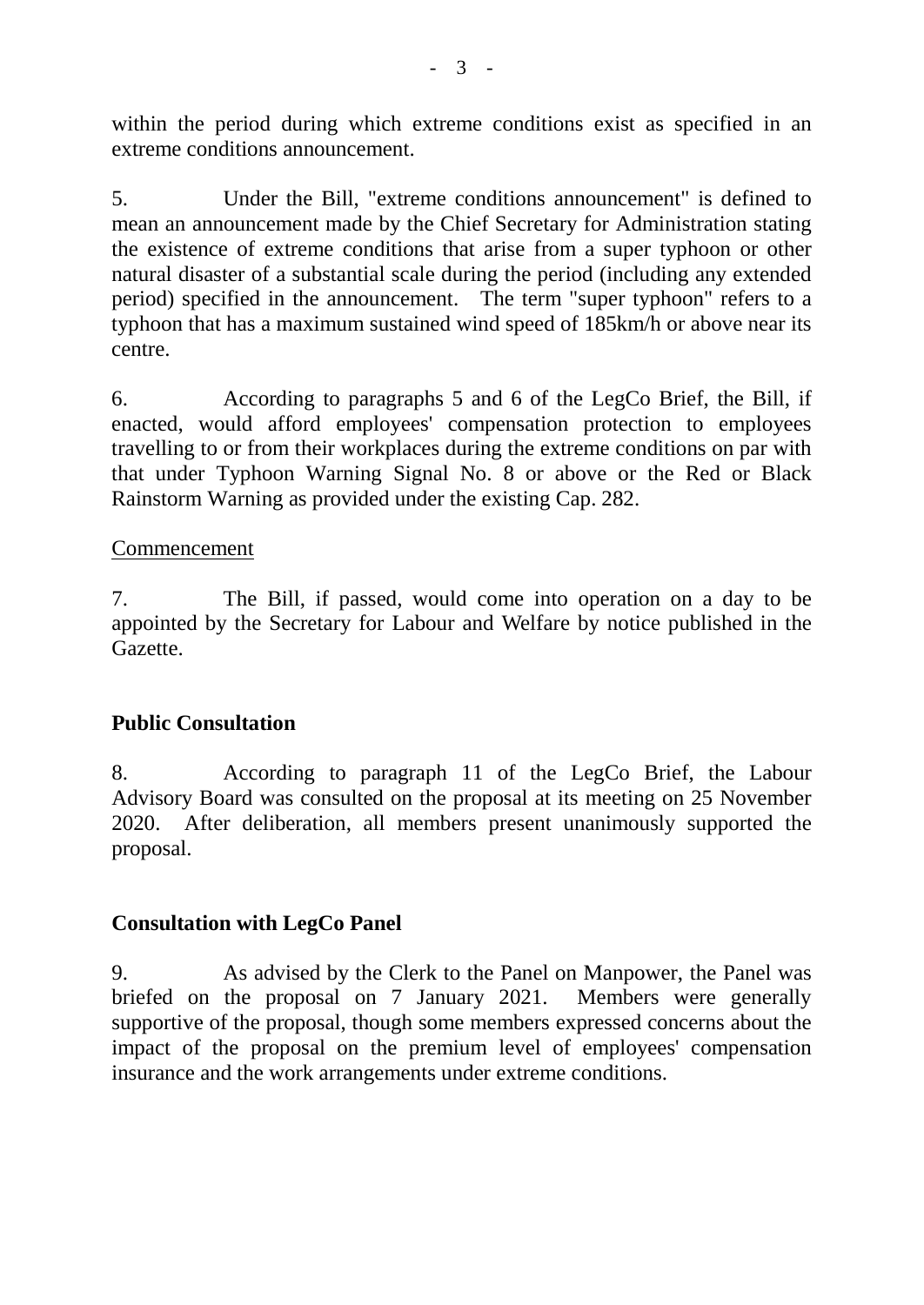within the period during which extreme conditions exist as specified in an extreme conditions announcement.

5. Under the Bill, "extreme conditions announcement" is defined to mean an announcement made by the Chief Secretary for Administration stating the existence of extreme conditions that arise from a super typhoon or other natural disaster of a substantial scale during the period (including any extended period) specified in the announcement. The term "super typhoon" refers to a typhoon that has a maximum sustained wind speed of 185km/h or above near its centre.

6. According to paragraphs 5 and 6 of the LegCo Brief, the Bill, if enacted, would afford employees' compensation protection to employees travelling to or from their workplaces during the extreme conditions on par with that under Typhoon Warning Signal No. 8 or above or the Red or Black Rainstorm Warning as provided under the existing Cap. 282.

<u>Commencement</u>

7. The Bill, if passed, would come into operation on a day to be appointed by the Secretary for Labour and Welfare by notice published in the Gazette.

**Public Consultation**

8. According to paragraph 11 of the LegCo Brief, the Labour Advisory Board was consulted on the proposal at its meeting on 25 November 2020. After deliberation, all members present unanimously supported the proposal.

**Consultation with LegCo Panel**

9. As advised by the Clerk to the Panel on Manpower, the Panel was briefed on the proposal on 7 January 2021. Members were generally supportive of the proposal, though some members expressed concerns about the impact of the proposal on the premium level of employees' compensation insurance and the work arrangements under extreme conditions.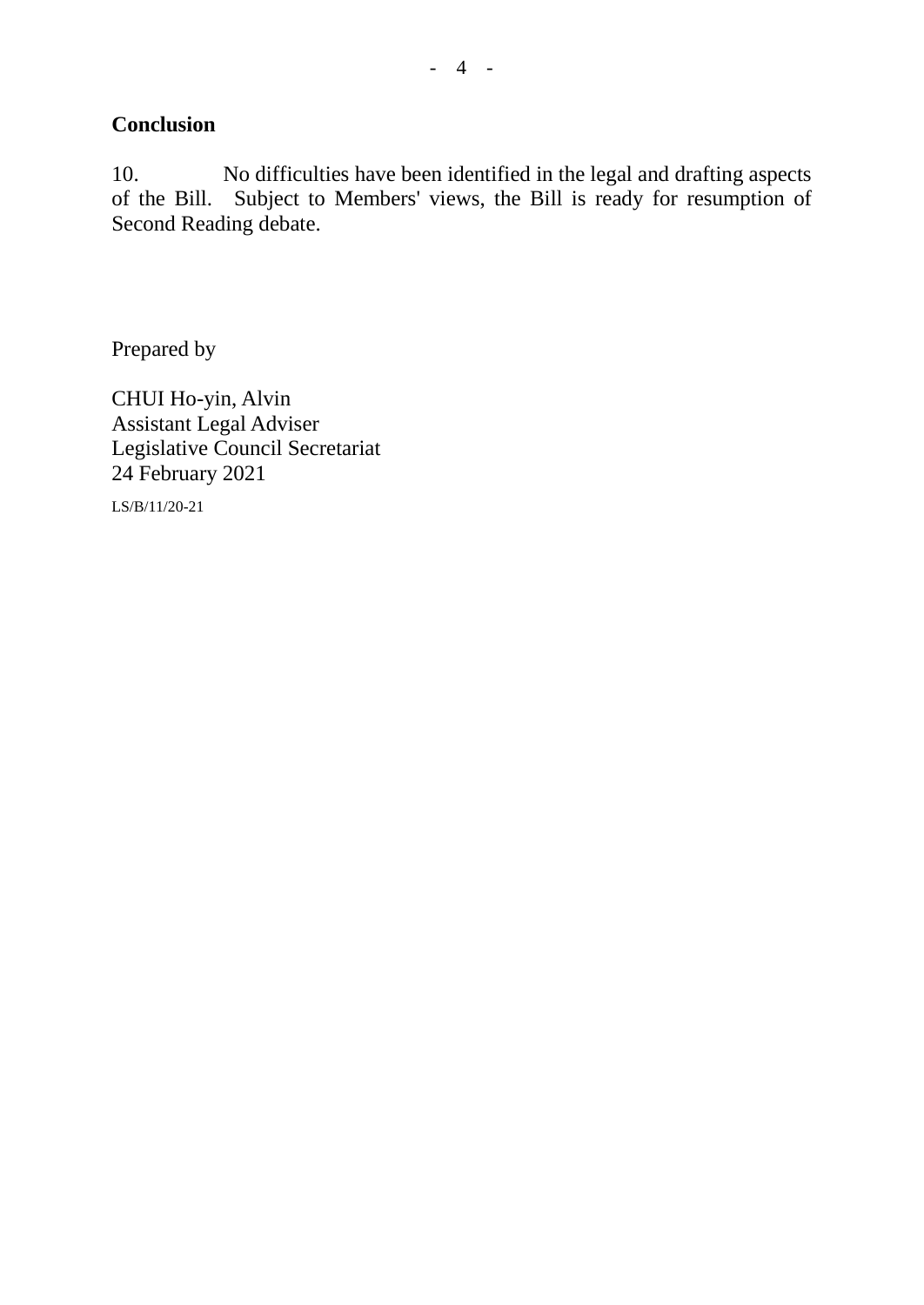## Conclusion

10. No difficulties have been identified in the legal and drafting aspects of the Bill. Subject to Members' views, the Bill is ready for resumption of Second Reading debate.

Prepared by

CHUI Ho-yin, Alvin
Assistant Legal Adviser
Legislative Council Secretariat
24 February 2021

LS/B/11/20-21